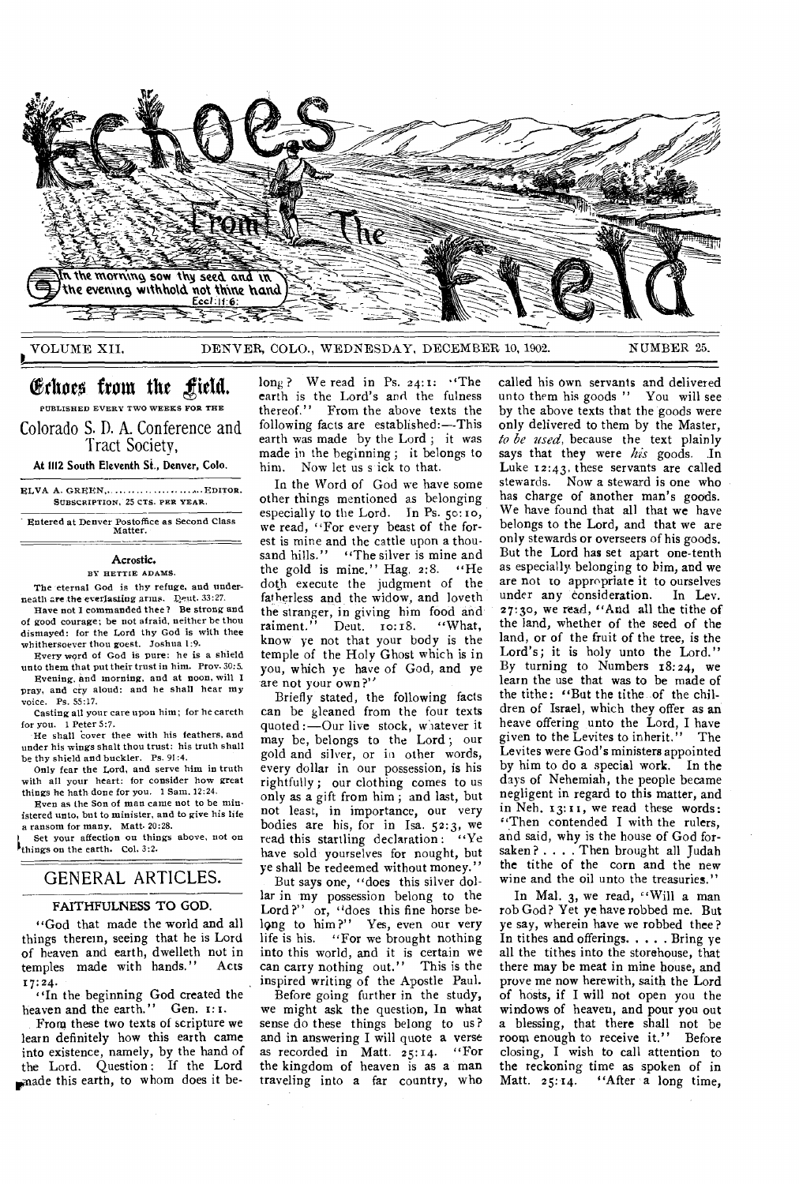# Echoes From The Field

In the morning sow thy seed and in the evening withhold not thine hand. Eccl. 11:6.

VOLUME XII. DENVER, COLO., WEDNESDAY, DECEMBER 10, 1902. NUMBER 25.

## Echoes from the Field.

PUBLISHED EVERY TWO WEEKS FOR THE

Colorado S. D. A. Conference and Tract Society,

At 1112 South Eleventh St., Denver, Colo.

ELVA A. GREEN, ........................ EDITOR.

SUBSCRIPTION, 25 CTS. PER YEAR.

Entered at Denver Postoffice as Second Class Matter.

### Acrostic.

BY HETTIE ADAMS.

The eternal God is thy refuge, and underneath are the everlasting arms. Deut. 33:27.

Have not I commanded thee? Be strong and of good courage; be not afraid, neither be thou dismayed: for the Lord thy God is with thee whithersoever thou goest. Joshua 1:9.

Every word of God is pure: he is a shield unto them that put their trust in him. Prov. 30:5.

Evening, and morning, and at noon, will I pray, and cry aloud: and he shall hear my voice. Ps. 55:17.

Casting all your care upon him; for he careth for you. 1 Peter 5:7.

He shall cover thee with his feathers, and under his wings shalt thou trust: his truth shall be thy shield and buckler. Ps. 91:4.

Only fear the Lord, and serve him in truth with all your heart: for consider how great things he hath done for you. 1 Sam. 12:24.

Even as the Son of man came not to be ministered unto, but to minister, and to give his life a ransom for many. Matt. 20:28.

Set your affection on things above, not on things on the earth. Col. 3:2.

## GENERAL ARTICLES.

### FAITHFULNESS TO GOD.

"God that made the world and all things therein, seeing that he is Lord of heaven and earth, dwelleth not in temples made with hands." Acts 17:24.

"In the beginning God created the heaven and the earth." Gen. 1:1.

From these two texts of scripture we learn definitely how this earth came into existence, namely, by the hand of the Lord. Question: If the Lord made this earth, to whom does it belong? We read in Ps. 24:1: "The earth is the Lord's and the fulness thereof." From the above texts the following facts are established:—This earth was made by the Lord; it was made in the beginning; it belongs to him. Now let us s ick to that.

In the Word of God we have some other things mentioned as belonging especially to the Lord. In Ps. 50:10, we read, "For every beast of the forest is mine and the cattle upon a thousand hills." "The silver is mine and the gold is mine." Hag. 2:8. "He doth execute the judgment of the fatherless and the widow, and loveth the stranger, in giving him food and raiment." Deut. 10:18. "What, know ye not that your body is the temple of the Holy Ghost which is in you, which ye have of God, and ye are not your own?"

Briefly stated, the following facts can be gleaned from the four texts quoted:—Our live stock, whatever it may be, belongs to the Lord; our gold and silver, or in other words, every dollar in our possession, is his rightfully; our clothing comes to us only as a gift from him; and last, but not least, in importance, our very bodies are his, for in Isa. 52:3, we read this startling declaration: "Ye have sold yourselves for nought, but ye shall be redeemed without money."

But says one, "does this silver dollar in my possession belong to the Lord?" or, "does this fine horse belong to him?" Yes, even our very life is his. "For we brought nothing into this world, and it is certain we can carry nothing out." This is the inspired writing of the Apostle Paul.

Before going further in the study, we might ask the question, In what sense do these things belong to us? and in answering I will quote a verse as recorded in Matt. 25:14. "For the kingdom of heaven is as a man traveling into a far country, who called his own servants and delivered unto them his goods" You will see by the above texts that the goods were only delivered to them by the Master, *to be used*, because the text plainly says that they were *his* goods. In Luke 12:43, these servants are called stewards. Now a steward is one who has charge of another man's goods. We have found that all that we have belongs to the Lord, and that we are only stewards or overseers of his goods. But the Lord has set apart one-tenth as especially belonging to him, and we are not to appropriate it to ourselves under any consideration. In Lev. 27:30, we read, "And all the tithe of the land, whether of the seed of the land, or of the fruit of the tree, is the Lord's; it is holy unto the Lord." By turning to Numbers 18:24, we learn the use that was to be made of the tithe: "But the tithe of the children of Israel, which they offer as an heave offering unto the Lord, I have given to the Levites to inherit." The Levites were God's ministers appointed by him to do a special work. In the days of Nehemiah, the people became negligent in regard to this matter, and in Neh. 13:11, we read these words: "Then contended I with the rulers, and said, why is the house of God forsaken? . . . . Then brought all Judah the tithe of the corn and the new wine and the oil unto the treasuries."

In Mal. 3, we read, "Will a man rob God? Yet ye have robbed me. But ye say, wherein have we robbed thee? In tithes and offerings. . . . . Bring ye all the tithes into the storehouse, that there may be meat in mine house, and prove me now herewith, saith the Lord of hosts, if I will not open you the windows of heaven, and pour you out a blessing, that there shall not be room enough to receive it." Before closing, I wish to call attention to the reckoning time as spoken of in Matt. 25:14. "After a long time,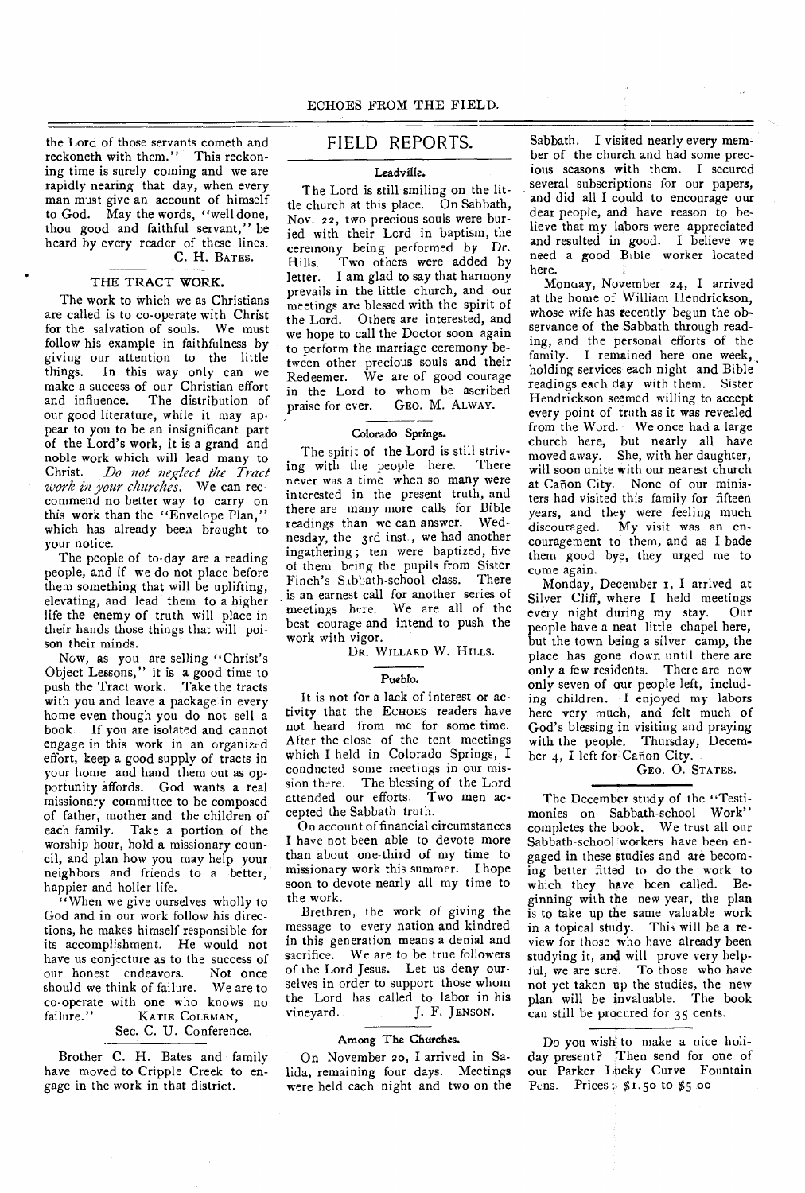the Lord of those servants cometh and reckoneth with them." This reckoning time is surely coming and we are rapidly nearing that day, when every man must give an account of himself to God. May the words, "well done, thou good and faithful servant," be heard by every reader of these lines.

C. H. BATES.

### THE TRACT WORK.

The work to which we as Christians are called is to co-operate with Christ for the salvation of souls. We must follow his example in faithfulness by giving our attention to the little things. In this way only can we make a success of our Christian effort and influence. The distribution of our good literature, while it may appear to you to be an insignificant part of the Lord's work, it is a grand and noble work which will lead many to Christ. *Do not neglect the Tract work in your churches.* We can reccommend no better way to carry on this work than the "Envelope Plan," which has already been brought to your notice.

The people of to-day are a reading people, and if we do not place before them something that will be uplifting, elevating, and lead them to a higher life the enemy of truth will place in their hands those things that will poison their minds.

Now, as you are selling "Christ's Object Lessons," it is a good time to push the Tract work. Take the tracts with you and leave a package in every home even though you do not sell a book. If you are isolated and cannot engage in this work in an organized effort, keep a good supply of tracts in your home and hand them out as opportunity affords. God wants a real missionary committee to be composed of father, mother and the children of each family. Take a portion of the worship hour, hold a missionary council, and plan how you may help your neighbors and friends to a better, happier and holier life.

"When we give ourselves wholly to God and in our work follow his directions, he makes himself responsible for its accomplishment. He would not have us conjecture as to the success of our honest endeavors. Not once should we think of failure. We are to co-operate with one who knows no failure."

KATIE COLEMAN,
Sec. C. U. Conference.

Brother C. H. Bates and family have moved to Cripple Creek to engage in the work in that district.

## FIELD REPORTS.

### Leadville.

The Lord is still smiling on the little church at this place. On Sabbath, Nov. 22, two precious souls were buried with their Lord in baptism, the ceremony being performed by Dr. Hills. Two others were added by letter. I am glad to say that harmony prevails in the little church, and our meetings are blessed with the spirit of the Lord. Others are interested, and we hope to call the Doctor soon again to perform the marriage ceremony between other precious souls and their Redeemer. We are of good courage in the Lord to whom be ascribed praise for ever. GEO. M. ALWAY.

### Colorado Springs.

The spirit of the Lord is still striving with the people here. There never was a time when so many were interested in the present truth, and there are many more calls for Bible readings than we can answer. Wednesday, the 3rd inst., we had another ingathering; ten were baptized, five of them being the pupils from Sister Finch's Sabbath-school class. There is an earnest call for another series of meetings here. We are all of the best courage and intend to push the work with vigor.

DR. WILLARD W. HILLS.

### Pueblo.

It is not for a lack of interest or activity that the ECHOES readers have not heard from me for some time. After the close of the tent meetings which I held in Colorado Springs, I conducted some meetings in our mission there. The blessing of the Lord attended our efforts. Two men accepted the Sabbath truth.

On account of financial circumstances I have not been able to devote more than about one-third of my time to missionary work this summer. I hope soon to devote nearly all my time to the work.

Brethren, the work of giving the message to every nation and kindred in this generation means a denial and sacrifice. We are to be true followers of the Lord Jesus. Let us deny ourselves in order to support those whom the Lord has called to labor in his vineyard. J. F. JENSON.

### Among The Churches.

On November 20, I arrived in Salida, remaining four days. Meetings were held each night and two on the Sabbath. I visited nearly every member of the church and had some precious seasons with them. I secured several subscriptions for our papers, and did all I could to encourage our dear people, and have reason to believe that my labors were appreciated and resulted in good. I believe we need a good Bible worker located here.

Monday, November 24, I arrived at the home of William Hendrickson, whose wife has recently begun the observance of the Sabbath through reading, and the personal efforts of the family. I remained here one week, holding services each night and Bible readings each day with them. Sister Hendrickson seemed willing to accept every point of truth as it was revealed from the Word. We once had a large church here, but nearly all have moved away. She, with her daughter, will soon unite with our nearest church at Cañon City. None of our ministers had visited this family for fifteen years, and they were feeling much discouraged. My visit was an encouragement to them, and as I bade them good bye, they urged me to come again.

Monday, December 1, I arrived at Silver Cliff, where I held meetings every night during my stay. Our people have a neat little chapel here, but the town being a silver camp, the place has gone down until there are only a few residents. There are now only seven of our people left, including children. I enjoyed my labors here very much, and felt much of God's blessing in visiting and praying with the people. Thursday, December 4, I left for Cañon City.

GEO. O. STATES.

The December study of the "Testimonies on Sabbath-school Work" completes the book. We trust all our Sabbath-school workers have been engaged in these studies and are becoming better fitted to do the work to which they have been called. Beginning with the new year, the plan is to take up the same valuable work in a topical study. This will be a review for those who have already been studying it, and will prove very helpful, we are sure. To those who have not yet taken up the studies, the new plan will be invaluable. The book can still be procured for 35 cents.

Do you wish to make a nice holiday present? Then send for one of our Parker Lucky Curve Fountain Pens. Prices: $1.50 to $5 00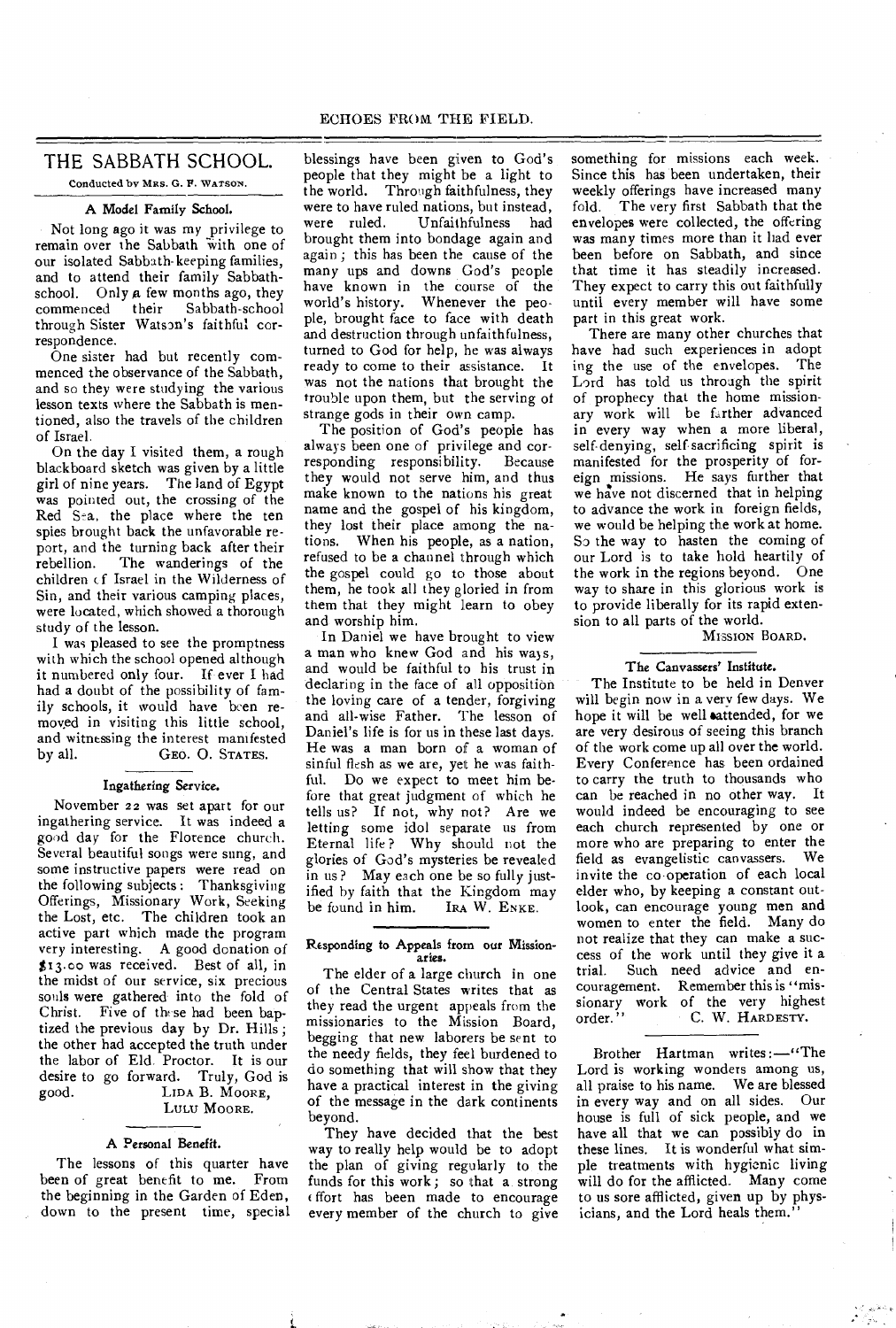## THE SABBATH SCHOOL.

Conducted by MRS. G. F. WATSON.

### A Model Family School.

Not long ago it was my privilege to remain over the Sabbath with one of our isolated Sabbath-keeping families, and to attend their family Sabbath-school. Only a few months ago, they commenced their Sabbath-school through Sister Watson's faithful correspondence.

One sister had but recently commenced the observance of the Sabbath, and so they were studying the various lesson texts where the Sabbath is mentioned, also the travels of the children of Israel.

On the day I visited them, a rough blackboard sketch was given by a little girl of nine years. The land of Egypt was pointed out, the crossing of the Red Sea, the place where the ten spies brought back the unfavorable report, and the turning back after their rebellion. The wanderings of the children of Israel in the Wilderness of Sin, and their various camping places, were located, which showed a thorough study of the lesson.

I was pleased to see the promptness with which the school opened although it numbered only four. If ever I had had a doubt of the possibility of family schools, it would have been removed in visiting this little school, and witnessing the interest manifested by all.

GEO. O. STATES.

### Ingathering Service.

November 22 was set apart for our ingathering service. It was indeed a good day for the Florence church. Several beautiful songs were sung, and some instructive papers were read on the following subjects: Thanksgiving Offerings, Missionary Work, Seeking the Lost, etc. The children took an active part which made the program very interesting. A good donation of $13.00 was received. Best of all, in the midst of our service, six precious souls were gathered into the fold of Christ. Five of these had been baptized the previous day by Dr. Hills; the other had accepted the truth under the labor of Eld. Proctor. It is our desire to go forward. Truly, God is good.

LIDA B. MOORE,
LULU MOORE.

### A Personal Benefit.

The lessons of this quarter have been of great benefit to me. From the beginning in the Garden of Eden, down to the present time, special blessings have been given to God's people that they might be a light to the world. Through faithfulness, they were to have ruled nations, but instead, were ruled. Unfaithfulness had brought them into bondage again and again; this has been the cause of the many ups and downs God's people have known in the course of the world's history. Whenever the people, brought face to face with death and destruction through unfaithfulness, turned to God for help, he was always ready to come to their assistance. It was not the nations that brought the trouble upon them, but the serving of strange gods in their own camp.

The position of God's people has always been one of privilege and corresponding responsibility. Because they would not serve him, and thus make known to the nations his great name and the gospel of his kingdom, they lost their place among the nations. When his people, as a nation, refused to be a channel through which the gospel could go to those about them, he took all they gloried in from them that they might learn to obey and worship him.

In Daniel we have brought to view a man who knew God and his ways, and would be faithful to his trust in declaring in the face of all opposition the loving care of a tender, forgiving and all-wise Father. The lesson of Daniel's life is for us in these last days. He was a man born of a woman of sinful flesh as we are, yet he was faithful. Do we expect to meet him before that great judgment of which he tells us? If not, why not? Are we letting some idol separate us from Eternal life? Why should not the glories of God's mysteries be revealed in us? May each one be so fully justified by faith that the Kingdom may be found in him.

IRA W. ENKE.

### Responding to Appeals from our Missionaries.

The elder of a large church in one of the Central States writes that as they read the urgent appeals from the missionaries to the Mission Board, begging that new laborers be sent to the needy fields, they feel burdened to do something that will show that they have a practical interest in the giving of the message in the dark continents beyond.

They have decided that the best way to really help would be to adopt the plan of giving regularly to the funds for this work; so that a strong effort has been made to encourage every member of the church to give something for missions each week. Since this has been undertaken, their weekly offerings have increased many fold. The very first Sabbath that the envelopes were collected, the offering was many times more than it had ever been before on Sabbath, and since that time it has steadily increased. They expect to carry this out faithfully until every member will have some part in this great work.

There are many other churches that have had such experiences in adopting the use of the envelopes. The Lord has told us through the spirit of prophecy that the home missionary work will be farther advanced in every way when a more liberal, self-denying, self-sacrificing spirit is manifested for the prosperity of foreign missions. He says further that we have not discerned that in helping to advance the work in foreign fields, we would be helping the work at home. So the way to hasten the coming of our Lord is to take hold heartily of the work in the regions beyond. One way to share in this glorious work is to provide liberally for its rapid extension to all parts of the world.

MISSION BOARD.

### The Canvassers' Institute.

The Institute to be held in Denver will begin now in a very few days. We hope it will be well attended, for we are very desirous of seeing this branch of the work come up all over the world. Every Conference has been ordained to carry the truth to thousands who can be reached in no other way. It would indeed be encouraging to see each church represented by one or more who are preparing to enter the field as evangelistic canvassers. We invite the co-operation of each local elder who, by keeping a constant outlook, can encourage young men and women to enter the field. Many do not realize that they can make a success of the work until they give it a trial. Such need advice and encouragement. Remember this is "missionary work of the very highest order."

C. W. HARDESTY.

Brother Hartman writes:—"The Lord is working wonders among us, all praise to his name. We are blessed in every way and on all sides. Our house is full of sick people, and we have all that we can possibly do in these lines. It is wonderful what simple treatments with hygienic living will do for the afflicted. Many come to us sore afflicted, given up by physicians, and the Lord heals them."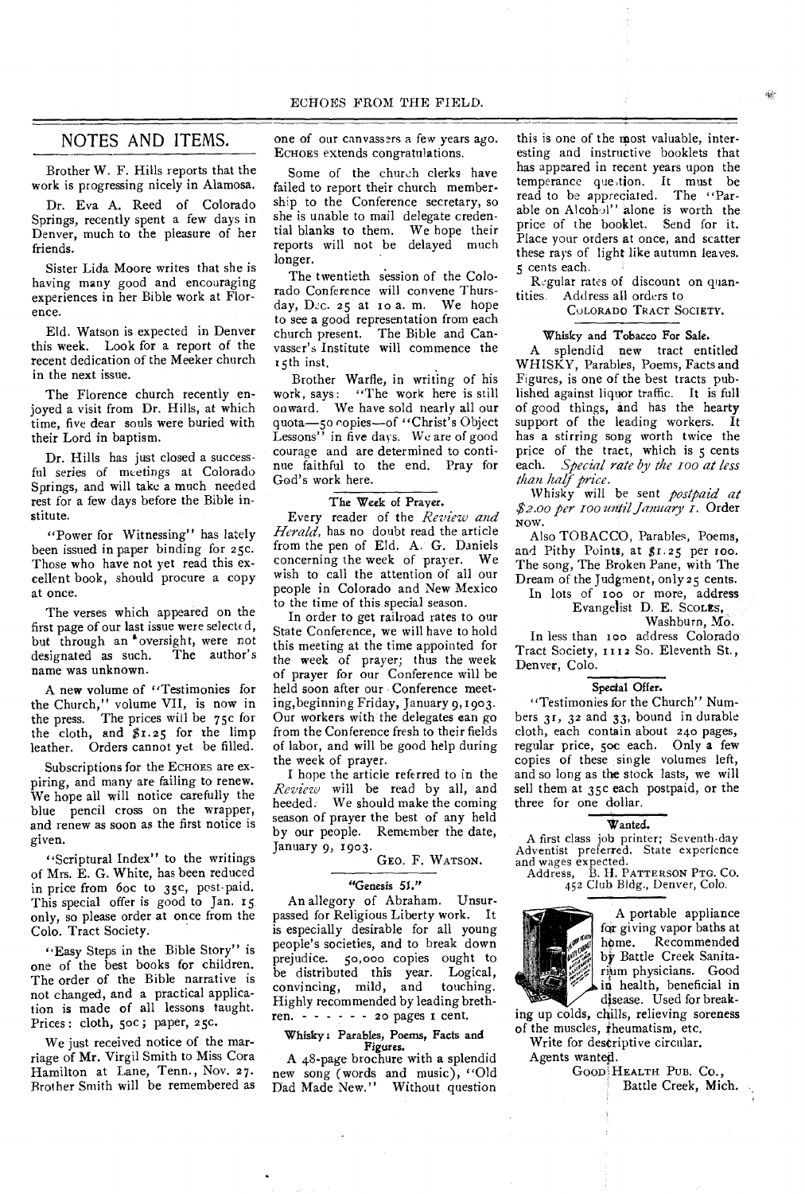## NOTES AND ITEMS.

Brother W. F. Hills reports that the work is progressing nicely in Alamosa.

Dr. Eva A. Reed of Colorado Springs, recently spent a few days in Denver, much to the pleasure of her friends.

Sister Lida Moore writes that she is having many good and encouraging experiences in her Bible work at Florence.

Eld. Watson is expected in Denver this week. Look for a report of the recent dedication of the Meeker church in the next issue.

The Florence church recently enjoyed a visit from Dr. Hills, at which time, five dear souls were buried with their Lord in baptism.

Dr. Hills has just closed a successful series of meetings at Colorado Springs, and will take a much needed rest for a few days before the Bible institute.

"Power for Witnessing" has lately been issued in paper binding for 25c. Those who have not yet read this excellent book, should procure a copy at once.

The verses which appeared on the first page of our last issue were selected, but through an oversight, were not designated as such. The author's name was unknown.

A new volume of "Testimonies for the Church," volume VII, is now in the press. The prices will be 75c for the cloth, and $1.25 for the limp leather. Orders cannot yet be filled.

Subscriptions for the ECHOES are expiring, and many are failing to renew. We hope all will notice carefully the blue pencil cross on the wrapper, and renew as soon as the first notice is given.

"Scriptural Index" to the writings of Mrs. E. G. White, has been reduced in price from 60c to 35c, post-paid. This special offer is good to Jan. 15 only, so please order at once from the Colo. Tract Society.

"Easy Steps in the Bible Story" is one of the best books for children. The order of the Bible narrative is not changed, and a practical application is made of all lessons taught. Prices: cloth, 50c; paper, 25c.

We just received notice of the marriage of Mr. Virgil Smith to Miss Cora Hamilton at Lane, Tenn., Nov. 27. Brother Smith will be remembered as one of our canvassers a few years ago. ECHOES extends congratulations.

Some of the church clerks have failed to report their church membership to the Conference secretary, so she is unable to mail delegate credential blanks to them. We hope their reports will not be delayed much longer.

The twentieth session of the Colorado Conference will convene Thursday, Dec. 25 at 10 a. m. We hope to see a good representation from each church present. The Bible and Canvasser's Institute will commence the 15th inst.

Brother Warfle, in writing of his work, says: "The work here is still onward. We have sold nearly all our quota—50 copies—of "Christ's Object Lessons" in five days. We are of good courage and are determined to continue faithful to the end. Pray for God's work here.

### The Week of Prayer.

Every reader of the *Review and Herald*, has no doubt read the article from the pen of Eld. A. G. Daniels concerning the week of prayer. We wish to call the attention of all our people in Colorado and New Mexico to the time of this special season.

In order to get railroad rates to our State Conference, we will have to hold this meeting at the time appointed for the week of prayer; thus the week of prayer for our Conference will be held soon after our Conference meeting, beginning Friday, January 9, 1903. Our workers with the delegates can go from the Conference fresh to their fields of labor, and will be good help during the week of prayer.

I hope the article referred to in the *Review* will be read by all, and heeded. We should make the coming season of prayer the best of any held by our people. Remember the date, January 9, 1903.

GEO. F. WATSON.

### "Genesis 51."

An allegory of Abraham. Unsurpassed for Religious Liberty work. It is especially desirable for all young people's societies, and to break down prejudice. 50,000 copies ought to be distributed this year. Logical, convincing, mild, and touching. Highly recommended by leading brethren. - - - - - - 20 pages 1 cent.

### Whisky; Parables, Poems, Facts and Figures.

A 48-page brochure with a splendid new song (words and music), "Old Dad Made New." Without question this is one of the most valuable, interesting and instructive booklets that has appeared in recent years upon the temperance question. It must be read to be appreciated. The "Parable on Alcohol" alone is worth the price of the booklet. Send for it. Place your orders at once, and scatter these rays of light like autumn leaves. 5 cents each.

Regular rates of discount on quantities. Address all orders to

COLORADO TRACT SOCIETY.

### Whisky and Tobacco For Sale.

A splendid new tract entitled WHISKY, Parables, Poems, Facts and Figures, is one of the best tracts published against liquor traffic. It is full of good things, and has the hearty support of the leading workers. It has a stirring song worth twice the price of the tract, which is 5 cents each. *Special rate by the 100 at less than half price.*

Whisky will be sent *postpaid at $2.00 per 100 until January 1.* Order NOW.

Also TOBACCO, Parables, Poems, and Pithy Points, at $1.25 per 100. The song, The Broken Pane, with The Dream of the Judgment, only 25 cents.

In lots of 100 or more, address

Evangelist D. E. SCOLES,
Washburn, Mo.

In less than 100 address Colorado Tract Society, 1112 So. Eleventh St., Denver, Colo.

### Special Offer.

"Testimonies for the Church" Numbers 31, 32 and 33, bound in durable cloth, each contain about 240 pages, regular price, 50c each. Only a few copies of these single volumes left, and so long as the stock lasts, we will sell them at 35c each postpaid, or the three for one dollar.

### Wanted.

A first class job printer; Seventh-day Adventist preferred. State experience and wages expected.

Address, B. H. PATTERSON PTG. CO.
452 Club Bldg., Denver, Colo.

A portable appliance for giving vapor baths at home. Recommended by Battle Creek Sanitarium physicians. Good in health, beneficial in disease. Used for breaking up colds, chills, relieving soreness of the muscles, rheumatism, etc.

Write for descriptive circular.

Agents wanted.

GOOD HEALTH PUB. CO.,
Battle Creek, Mich.